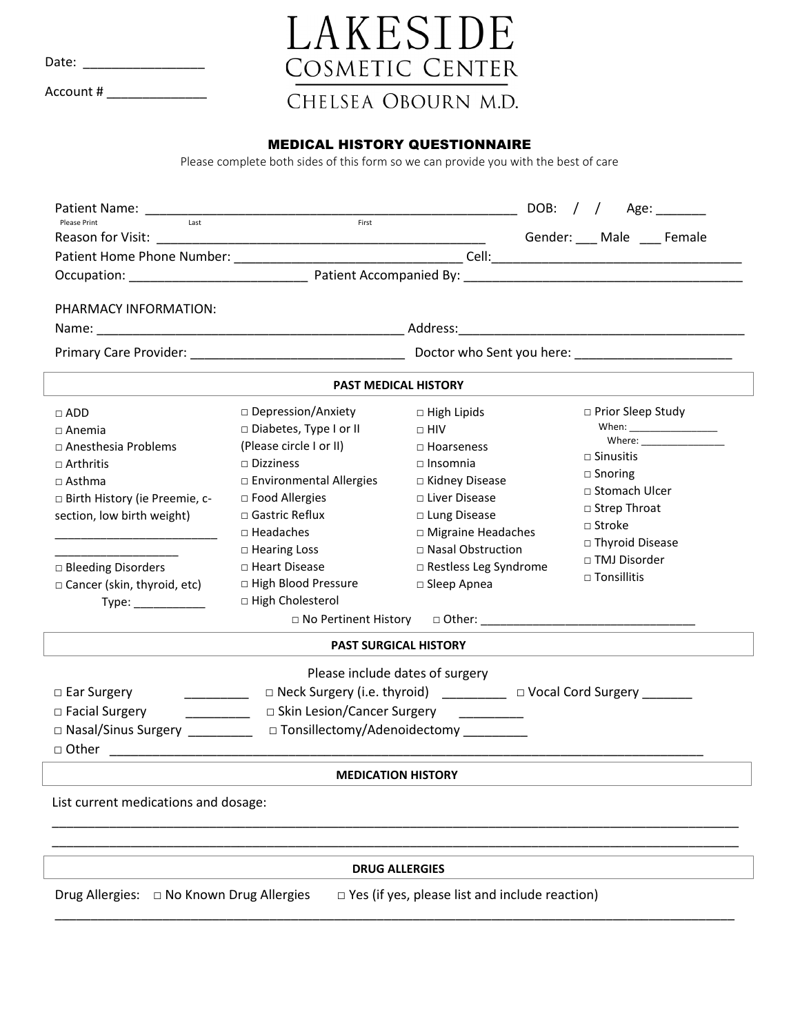Date: ________________

Account # _____________

# LAKESIDE
## COSMETIC CENTER
### CHELSEA OBOURN M.D.

## MEDICAL HISTORY QUESTIONNAIRE

Please complete both sides of this form so we can provide you with the best of care

Patient Name: ____________________________________________________ DOB: / / Age: _______
Please Print Last First

Reason for Visit: ______________________________________________ Gender: ___ Male ___ Female

Patient Home Phone Number: ________________________________ Cell:___________________________________

Occupation: _________________________ Patient Accompanied By: ________________________________________

PHARMACY INFORMATION:

Name: ____________________________________________ Address:________________________________________

Primary Care Provider: ______________________________ Doctor who Sent you here: ______________________

### PAST MEDICAL HISTORY

□ ADD
□ Anemia
□ Anesthesia Problems
□ Arthritis
□ Asthma
□ Birth History (ie Preemie, c-section, low birth weight) ________________________ __________________
□ Bleeding Disorders
□ Cancer (skin, thyroid, etc) Type: ___________
□ Depression/Anxiety
□ Diabetes, Type I or II (Please circle I or II)
□ Dizziness
□ Environmental Allergies
□ Food Allergies
□ Gastric Reflux
□ Headaches
□ Hearing Loss
□ Heart Disease
□ High Blood Pressure
□ High Cholesterol
□ High Lipids
□ HIV
□ Hoarseness
□ Insomnia
□ Kidney Disease
□ Liver Disease
□ Lung Disease
□ Migraine Headaches
□ Nasal Obstruction
□ Restless Leg Syndrome
□ Sleep Apnea
□ Prior Sleep Study When: _______________ Where: _______________
□ Sinusitis
□ Snoring
□ Stomach Ulcer
□ Strep Throat
□ Stroke
□ Thyroid Disease
□ TMJ Disorder
□ Tonsillitis

□ No Pertinent History □ Other: ________________________________

### PAST SURGICAL HISTORY

Please include dates of surgery

□ Ear Surgery _________ □ Neck Surgery (i.e. thyroid) _________ □ Vocal Cord Surgery _______
□ Facial Surgery _________ □ Skin Lesion/Cancer Surgery _________
□ Nasal/Sinus Surgery _________ □ Tonsillectomy/Adenoidectomy _________
□ Other ___________________________________________________________________________________

### MEDICATION HISTORY

List current medications and dosage:

_____________________________________________________________________________________________

_____________________________________________________________________________________________

### DRUG ALLERGIES

Drug Allergies: □ No Known Drug Allergies □ Yes (if yes, please list and include reaction)

_____________________________________________________________________________________________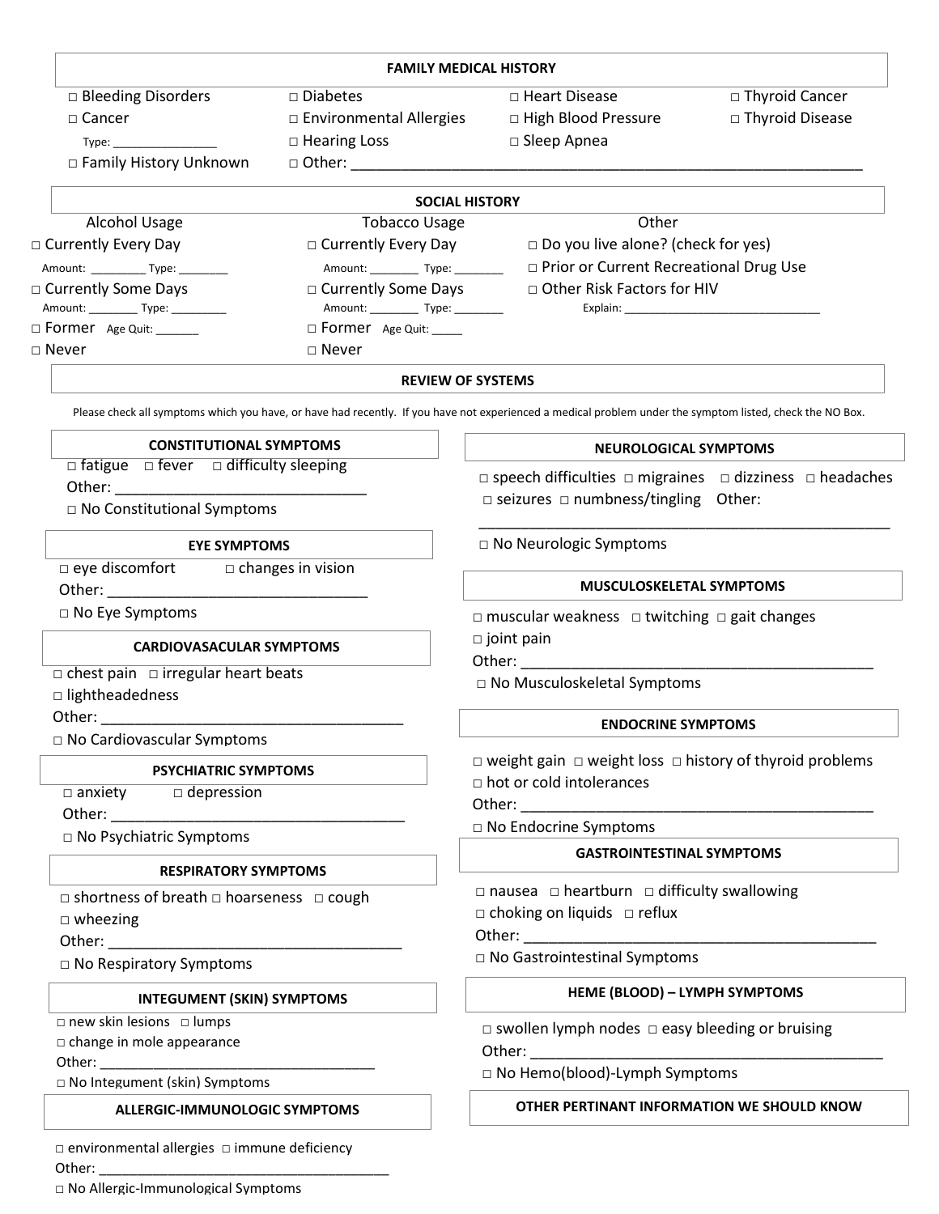## FAMILY MEDICAL HISTORY

□ Bleeding Disorders □ Diabetes □ Heart Disease □ Thyroid Cancer

□ Cancer □ Environmental Allergies □ High Blood Pressure □ Thyroid Disease

Type: _______________ □ Hearing Loss □ Sleep Apnea

□ Family History Unknown □ Other: ____________________________________________________________

## SOCIAL HISTORY

| Alcohol Usage | Tobacco Usage | Other |
|---|---|---|
| □ Currently Every Day | □ Currently Every Day | □ Do you live alone? (check for yes) |
| Amount: ________ Type: _______ | Amount: _______ Type: _______ | □ Prior or Current Recreational Drug Use |
| □ Currently Some Days | □ Currently Some Days | □ Other Risk Factors for HIV |
| Amount: ________ Type: _________ | Amount: _______ Type: _______ | Explain: ____________________________ |
| □ Former Age Quit: ______ | □ Former Age Quit: _____ | |
| □ Never | □ Never | |

## REVIEW OF SYSTEMS

Please check all symptoms which you have, or have had recently. If you have not experienced a medical problem under the symptom listed, check the NO Box.

### CONSTITUTIONAL SYMPTOMS

□ fatigue □ fever □ difficulty sleeping

Other: ______________________________

□ No Constitutional Symptoms

### EYE SYMPTOMS

□ eye discomfort □ changes in vision

Other: _______________________________

□ No Eye Symptoms

### CARDIOVASACULAR SYMPTOMS

□ chest pain □ irregular heart beats

□ lightheadedness

Other: ____________________________________

□ No Cardiovascular Symptoms

### PSYCHIATRIC SYMPTOMS

□ anxiety □ depression

Other: ___________________________________

□ No Psychiatric Symptoms

### RESPIRATORY SYMPTOMS

□ shortness of breath □ hoarseness □ cough

□ wheezing

Other: ___________________________________

□ No Respiratory Symptoms

### INTEGUMENT (SKIN) SYMPTOMS

□ new skin lesions □ lumps

□ change in mole appearance

Other: ___________________________________

□ No Integument (skin) Symptoms

### ALLERGIC-IMMUNOLOGIC SYMPTOMS

□ environmental allergies □ immune deficiency

Other: _____________________________________

□ No Allergic-Immunological Symptoms

### NEUROLOGICAL SYMPTOMS

□ speech difficulties □ migraines □ dizziness □ headaches

□ seizures □ numbness/tingling Other:

___________________________________________________

□ No Neurologic Symptoms

### MUSCULOSKELETAL SYMPTOMS

□ muscular weakness □ twitching □ gait changes

□ joint pain

Other: ___________________________________________

□ No Musculoskeletal Symptoms

### ENDOCRINE SYMPTOMS

□ weight gain □ weight loss □ history of thyroid problems

□ hot or cold intolerances

Other: ___________________________________________

□ No Endocrine Symptoms

### GASTROINTESTINAL SYMPTOMS

□ nausea □ heartburn □ difficulty swallowing

□ choking on liquids □ reflux

Other: ___________________________________________

□ No Gastrointestinal Symptoms

### HEME (BLOOD) – LYMPH SYMPTOMS

□ swollen lymph nodes □ easy bleeding or bruising

Other: ___________________________________________

□ No Hemo(blood)-Lymph Symptoms

### OTHER PERTINANT INFORMATION WE SHOULD KNOW